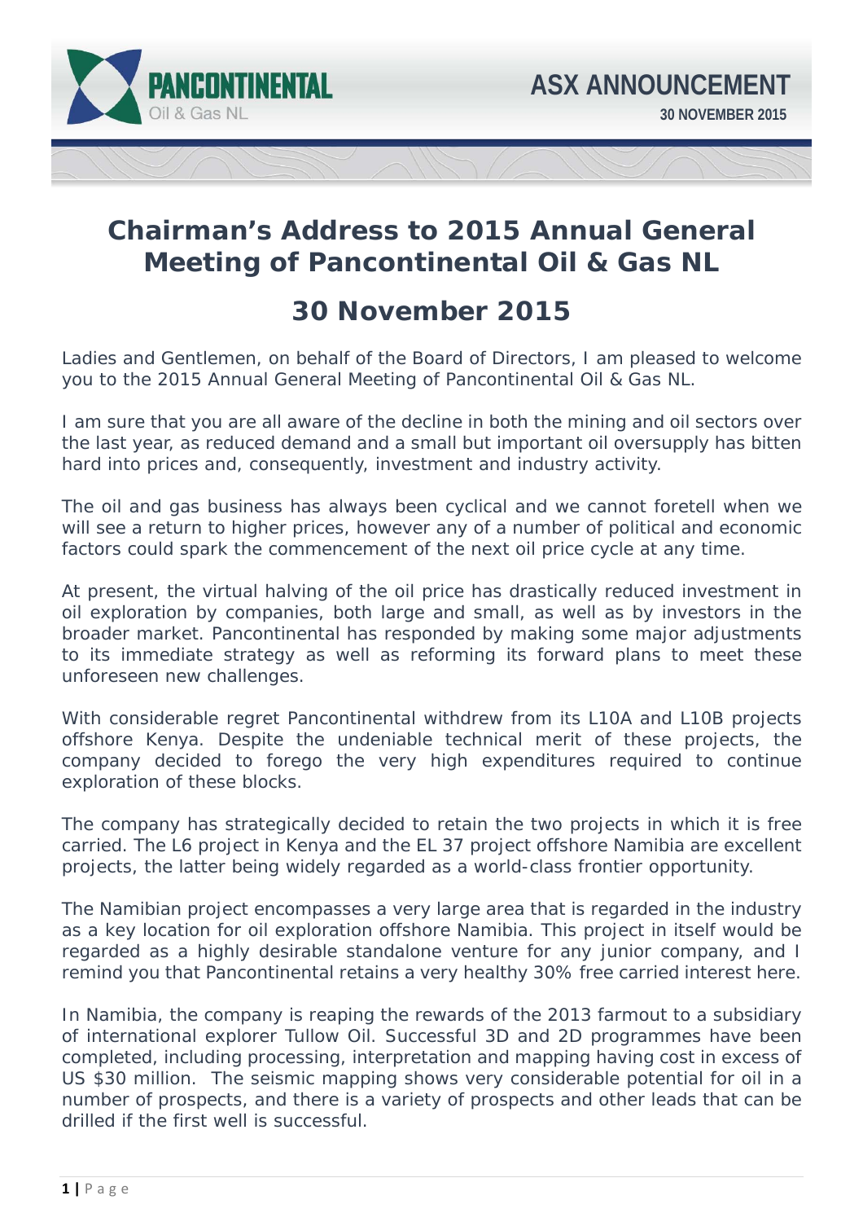PANCONTINENTAL Oil & Gas NL

ASX ANNOUNCEMENT

30 NOVEMBER 2015

# Chairman's Address to 2015 Annual General Meeting of Pancontinental Oil & Gas NL

## 30 November 2015

Ladies and Gentlemen, on behalf of the Board of Directors, I am pleased to welcome you to the 2015 Annual General Meeting of Pancontinental Oil & Gas NL.

I am sure that you are all aware of the decline in both the mining and oil sectors over the last year, as reduced demand and a small but important oil oversupply has bitten hard into prices and, consequently, investment and industry activity.

The oil and gas business has always been cyclical and we cannot foretell when we will see a return to higher prices, however any of a number of political and economic factors could spark the commencement of the next oil price cycle at any time.

At present, the virtual halving of the oil price has drastically reduced investment in oil exploration by companies, both large and small, as well as by investors in the broader market. Pancontinental has responded by making some major adjustments to its immediate strategy as well as reforming its forward plans to meet these unforeseen new challenges.

With considerable regret Pancontinental withdrew from its L10A and L10B projects offshore Kenya. Despite the undeniable technical merit of these projects, the company decided to forego the very high expenditures required to continue exploration of these blocks.

The company has strategically decided to retain the two projects in which it is free carried. The L6 project in Kenya and the EL 37 project offshore Namibia are excellent projects, the latter being widely regarded as a world-class frontier opportunity.

The Namibian project encompasses a very large area that is regarded in the industry as a key location for oil exploration offshore Namibia. This project in itself would be regarded as a highly desirable standalone venture for any junior company, and I remind you that Pancontinental retains a very healthy 30% free carried interest here.

In Namibia, the company is reaping the rewards of the 2013 farmout to a subsidiary of international explorer Tullow Oil. Successful 3D and 2D programmes have been completed, including processing, interpretation and mapping having cost in excess of US $30 million. The seismic mapping shows very considerable potential for oil in a number of prospects, and there is a variety of prospects and other leads that can be drilled if the first well is successful.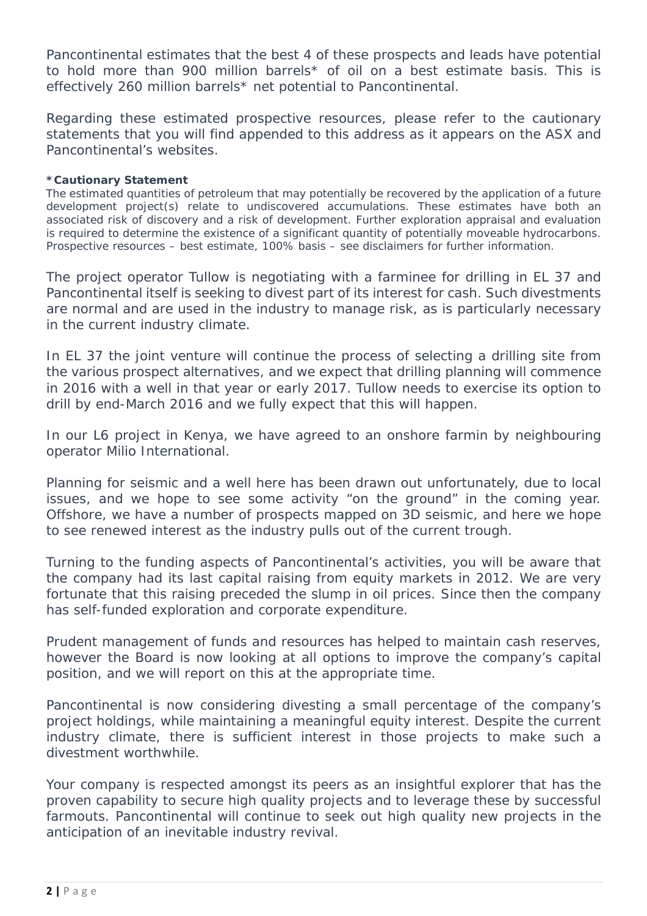Pancontinental estimates that the best 4 of these prospects and leads have potential to hold more than 900 million barrels* of oil on a best estimate basis. This is effectively 260 million barrels* net potential to Pancontinental.

Regarding these estimated prospective resources, please refer to the cautionary statements that you will find appended to this address as it appears on the ASX and Pancontinental's websites.

**\* Cautionary Statement**
The estimated quantities of petroleum that may potentially be recovered by the application of a future development project(s) relate to undiscovered accumulations. These estimates have both an associated risk of discovery and a risk of development. Further exploration appraisal and evaluation is required to determine the existence of a significant quantity of potentially moveable hydrocarbons. Prospective resources – best estimate, 100% basis – see disclaimers for further information.

The project operator Tullow is negotiating with a farminee for drilling in EL 37 and Pancontinental itself is seeking to divest part of its interest for cash. Such divestments are normal and are used in the industry to manage risk, as is particularly necessary in the current industry climate.

In EL 37 the joint venture will continue the process of selecting a drilling site from the various prospect alternatives, and we expect that drilling planning will commence in 2016 with a well in that year or early 2017. Tullow needs to exercise its option to drill by end-March 2016 and we fully expect that this will happen.

In our L6 project in Kenya, we have agreed to an onshore farmin by neighbouring operator Milio International.

Planning for seismic and a well here has been drawn out unfortunately, due to local issues, and we hope to see some activity "on the ground" in the coming year. Offshore, we have a number of prospects mapped on 3D seismic, and here we hope to see renewed interest as the industry pulls out of the current trough.

Turning to the funding aspects of Pancontinental's activities, you will be aware that the company had its last capital raising from equity markets in 2012. We are very fortunate that this raising preceded the slump in oil prices. Since then the company has self-funded exploration and corporate expenditure.

Prudent management of funds and resources has helped to maintain cash reserves, however the Board is now looking at all options to improve the company's capital position, and we will report on this at the appropriate time.

Pancontinental is now considering divesting a small percentage of the company's project holdings, while maintaining a meaningful equity interest. Despite the current industry climate, there is sufficient interest in those projects to make such a divestment worthwhile.

Your company is respected amongst its peers as an insightful explorer that has the proven capability to secure high quality projects and to leverage these by successful farmouts. Pancontinental will continue to seek out high quality new projects in the anticipation of an inevitable industry revival.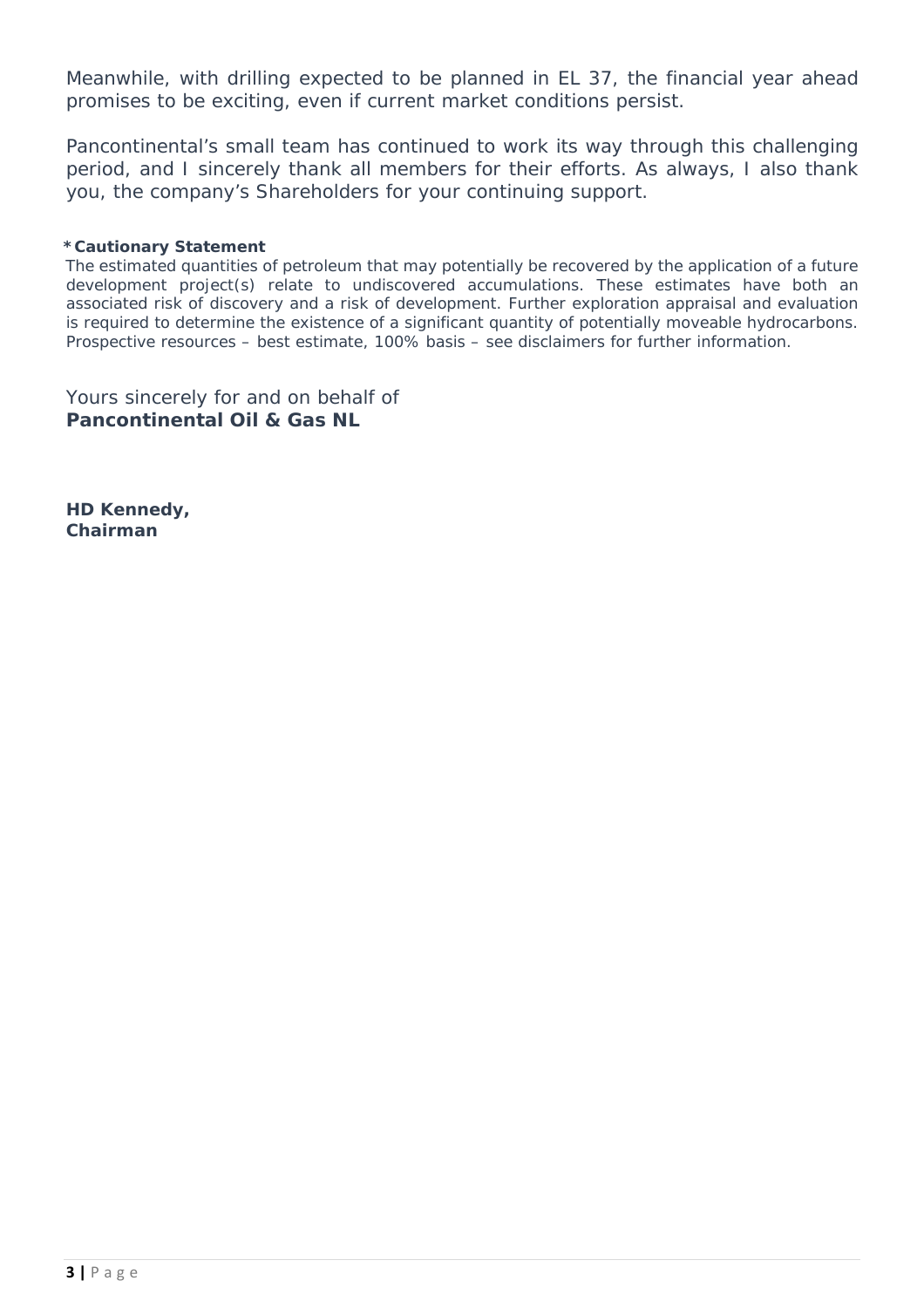Meanwhile, with drilling expected to be planned in EL 37, the financial year ahead promises to be exciting, even if current market conditions persist.

Pancontinental's small team has continued to work its way through this challenging period, and I sincerely thank all members for their efforts. As always, I also thank you, the company's Shareholders for your continuing support.

**\* Cautionary Statement**

The estimated quantities of petroleum that may potentially be recovered by the application of a future development project(s) relate to undiscovered accumulations. These estimates have both an associated risk of discovery and a risk of development. Further exploration appraisal and evaluation is required to determine the existence of a significant quantity of potentially moveable hydrocarbons. Prospective resources – best estimate, 100% basis – see disclaimers for further information.

Yours sincerely for and on behalf of
**Pancontinental Oil & Gas NL**

**HD Kennedy,**
**Chairman**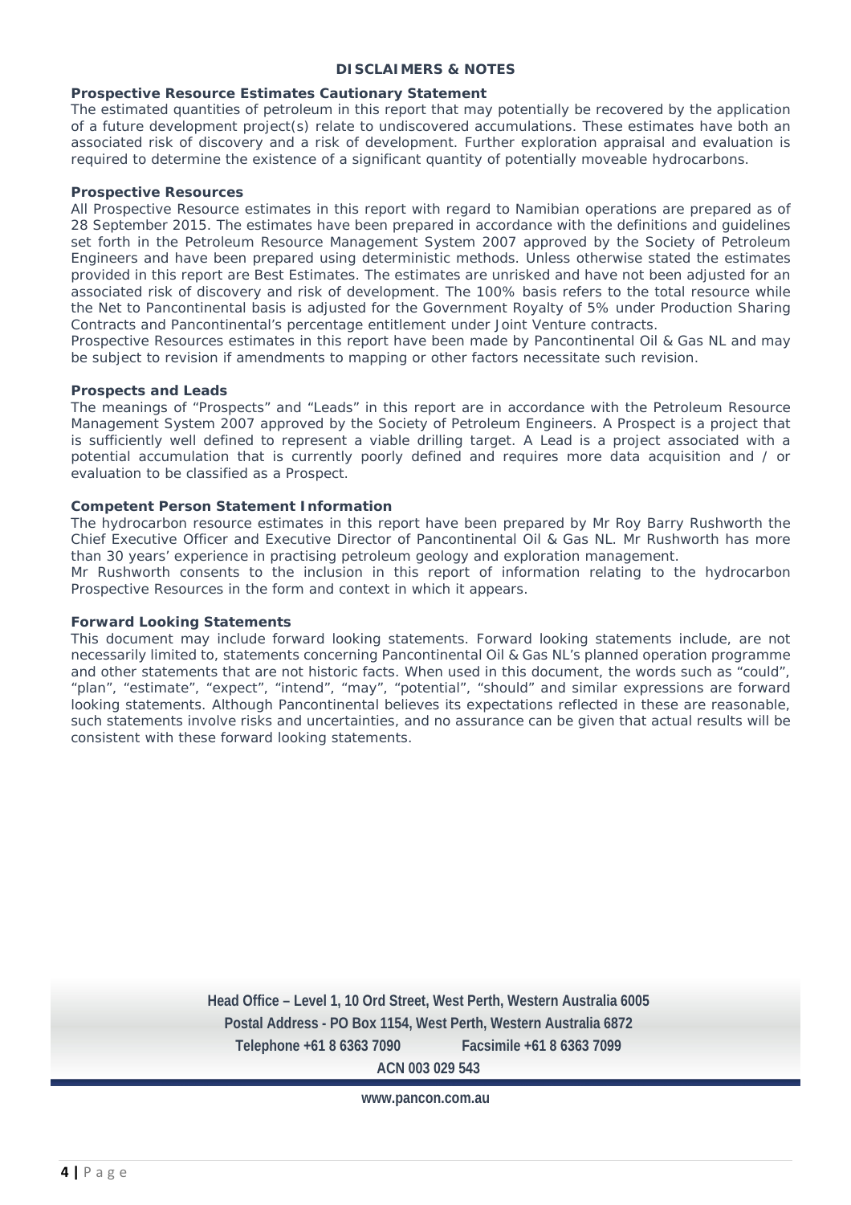## DISCLAIMERS & NOTES

### Prospective Resource Estimates Cautionary Statement

The estimated quantities of petroleum in this report that may potentially be recovered by the application of a future development project(s) relate to undiscovered accumulations. These estimates have both an associated risk of discovery and a risk of development. Further exploration appraisal and evaluation is required to determine the existence of a significant quantity of potentially moveable hydrocarbons.

### Prospective Resources

All Prospective Resource estimates in this report with regard to Namibian operations are prepared as of 28 September 2015. The estimates have been prepared in accordance with the definitions and guidelines set forth in the Petroleum Resource Management System 2007 approved by the Society of Petroleum Engineers and have been prepared using deterministic methods. Unless otherwise stated the estimates provided in this report are Best Estimates. The estimates are unrisked and have not been adjusted for an associated risk of discovery and risk of development. The 100% basis refers to the total resource while the Net to Pancontinental basis is adjusted for the Government Royalty of 5% under Production Sharing Contracts and Pancontinental's percentage entitlement under Joint Venture contracts.

Prospective Resources estimates in this report have been made by Pancontinental Oil & Gas NL and may be subject to revision if amendments to mapping or other factors necessitate such revision.

### Prospects and Leads

The meanings of "Prospects" and "Leads" in this report are in accordance with the Petroleum Resource Management System 2007 approved by the Society of Petroleum Engineers. A Prospect is a project that is sufficiently well defined to represent a viable drilling target. A Lead is a project associated with a potential accumulation that is currently poorly defined and requires more data acquisition and / or evaluation to be classified as a Prospect.

### Competent Person Statement Information

The hydrocarbon resource estimates in this report have been prepared by Mr Roy Barry Rushworth the Chief Executive Officer and Executive Director of Pancontinental Oil & Gas NL. Mr Rushworth has more than 30 years' experience in practising petroleum geology and exploration management.

Mr Rushworth consents to the inclusion in this report of information relating to the hydrocarbon Prospective Resources in the form and context in which it appears.

### Forward Looking Statements

This document may include forward looking statements. Forward looking statements include, are not necessarily limited to, statements concerning Pancontinental Oil & Gas NL's planned operation programme and other statements that are not historic facts. When used in this document, the words such as "could", "plan", "estimate", "expect", "intend", "may", "potential", "should" and similar expressions are forward looking statements. Although Pancontinental believes its expectations reflected in these are reasonable, such statements involve risks and uncertainties, and no assurance can be given that actual results will be consistent with these forward looking statements.

**Head Office – Level 1, 10 Ord Street, West Perth, Western Australia 6005**
**Postal Address - PO Box 1154, West Perth, Western Australia 6872**
**Telephone +61 8 6363 7090 Facsimile +61 8 6363 7099**
**ACN 003 029 543**

**www.pancon.com.au**